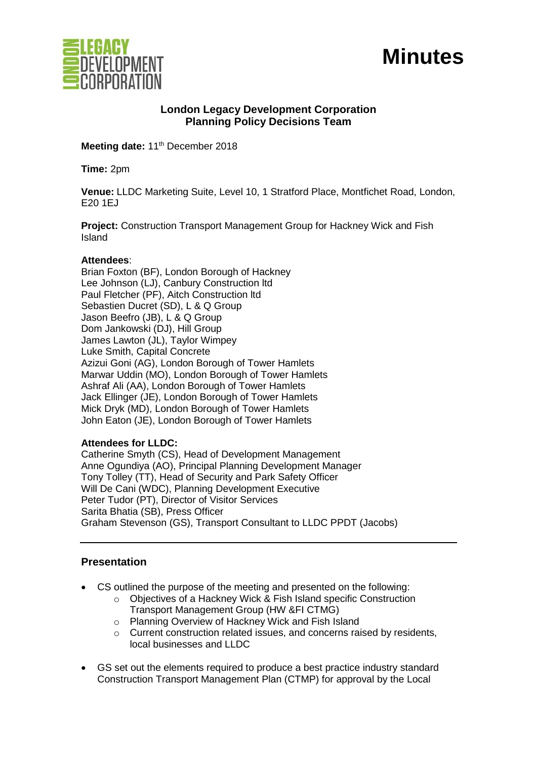# Minutes

**London Legacy Development Corporation**
**Planning Policy Decisions Team**

**Meeting date:** 11th December 2018

**Time:** 2pm

**Venue:** LLDC Marketing Suite, Level 10, 1 Stratford Place, Montfichet Road, London, E20 1EJ

**Project:** Construction Transport Management Group for Hackney Wick and Fish Island

**Attendees**:
Brian Foxton (BF), London Borough of Hackney
Lee Johnson (LJ), Canbury Construction ltd
Paul Fletcher (PF), Aitch Construction ltd
Sebastien Ducret (SD), L & Q Group
Jason Beefro (JB), L & Q Group
Dom Jankowski (DJ), Hill Group
James Lawton (JL), Taylor Wimpey
Luke Smith, Capital Concrete
Azizui Goni (AG), London Borough of Tower Hamlets
Marwar Uddin (MO), London Borough of Tower Hamlets
Ashraf Ali (AA), London Borough of Tower Hamlets
Jack Ellinger (JE), London Borough of Tower Hamlets
Mick Dryk (MD), London Borough of Tower Hamlets
John Eaton (JE), London Borough of Tower Hamlets

**Attendees for LLDC:**
Catherine Smyth (CS), Head of Development Management
Anne Ogundiya (AO), Principal Planning Development Manager
Tony Tolley (TT), Head of Security and Park Safety Officer
Will De Cani (WDC), Planning Development Executive
Peter Tudor (PT), Director of Visitor Services
Sarita Bhatia (SB), Press Officer
Graham Stevenson (GS), Transport Consultant to LLDC PPDT (Jacobs)

---

## Presentation

- CS outlined the purpose of the meeting and presented on the following:
  - Objectives of a Hackney Wick & Fish Island specific Construction Transport Management Group (HW &FI CTMG)
  - Planning Overview of Hackney Wick and Fish Island
  - Current construction related issues, and concerns raised by residents, local businesses and LLDC
- GS set out the elements required to produce a best practice industry standard Construction Transport Management Plan (CTMP) for approval by the Local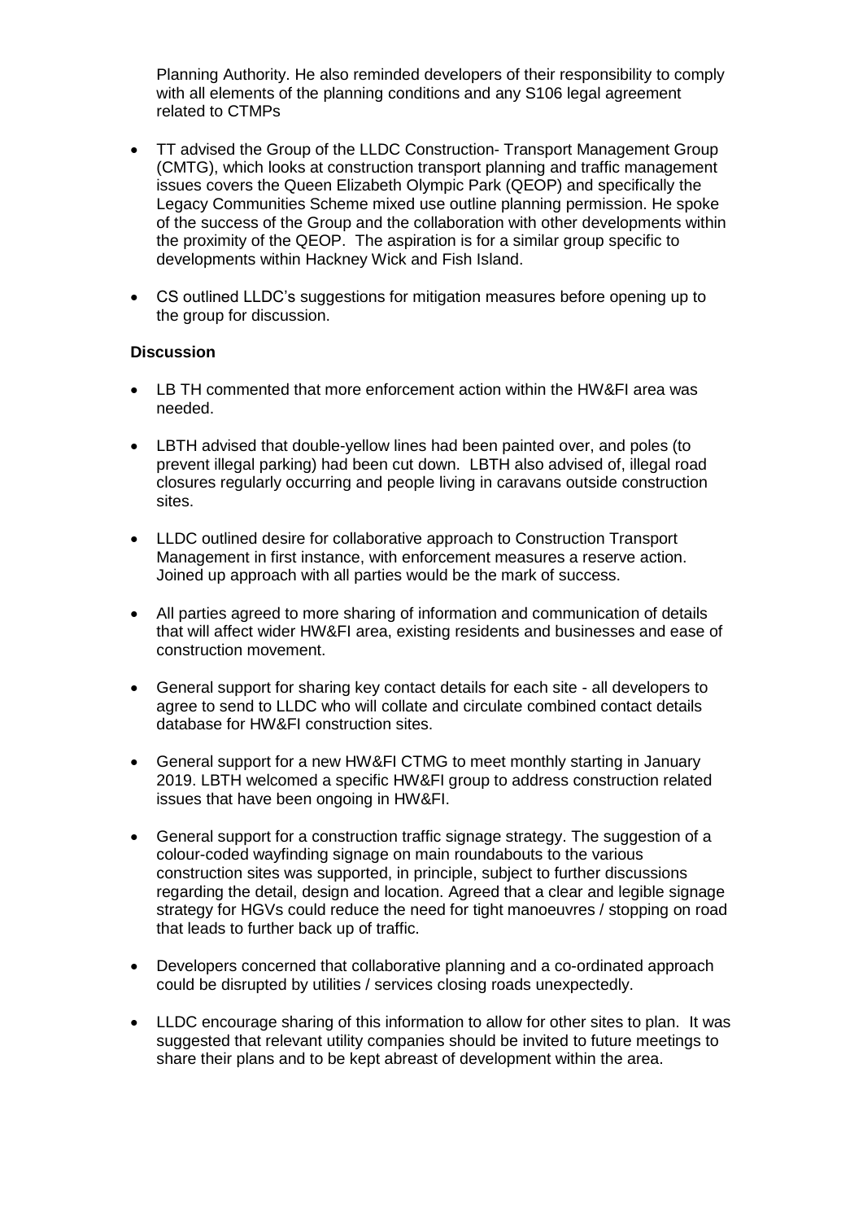Planning Authority. He also reminded developers of their responsibility to comply with all elements of the planning conditions and any S106 legal agreement related to CTMPs

- TT advised the Group of the LLDC Construction- Transport Management Group (CMTG), which looks at construction transport planning and traffic management issues covers the Queen Elizabeth Olympic Park (QEOP) and specifically the Legacy Communities Scheme mixed use outline planning permission. He spoke of the success of the Group and the collaboration with other developments within the proximity of the QEOP. The aspiration is for a similar group specific to developments within Hackney Wick and Fish Island.

- CS outlined LLDC's suggestions for mitigation measures before opening up to the group for discussion.

**Discussion**

- LB TH commented that more enforcement action within the HW&FI area was needed.

- LBTH advised that double-yellow lines had been painted over, and poles (to prevent illegal parking) had been cut down. LBTH also advised of, illegal road closures regularly occurring and people living in caravans outside construction sites.

- LLDC outlined desire for collaborative approach to Construction Transport Management in first instance, with enforcement measures a reserve action. Joined up approach with all parties would be the mark of success.

- All parties agreed to more sharing of information and communication of details that will affect wider HW&FI area, existing residents and businesses and ease of construction movement.

- General support for sharing key contact details for each site - all developers to agree to send to LLDC who will collate and circulate combined contact details database for HW&FI construction sites.

- General support for a new HW&FI CTMG to meet monthly starting in January 2019. LBTH welcomed a specific HW&FI group to address construction related issues that have been ongoing in HW&FI.

- General support for a construction traffic signage strategy. The suggestion of a colour-coded wayfinding signage on main roundabouts to the various construction sites was supported, in principle, subject to further discussions regarding the detail, design and location. Agreed that a clear and legible signage strategy for HGVs could reduce the need for tight manoeuvres / stopping on road that leads to further back up of traffic.

- Developers concerned that collaborative planning and a co-ordinated approach could be disrupted by utilities / services closing roads unexpectedly.

- LLDC encourage sharing of this information to allow for other sites to plan. It was suggested that relevant utility companies should be invited to future meetings to share their plans and to be kept abreast of development within the area.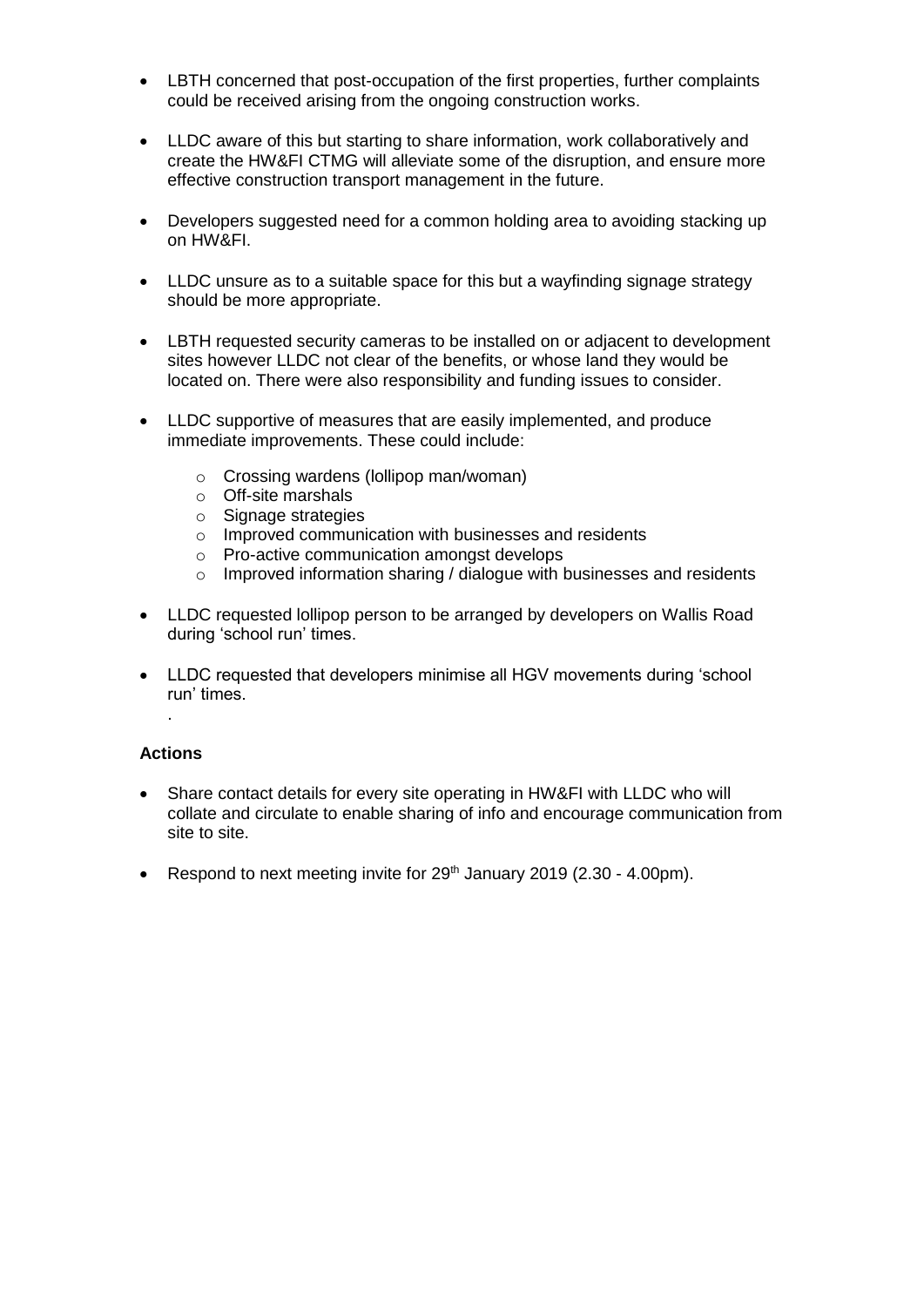- LBTH concerned that post-occupation of the first properties, further complaints could be received arising from the ongoing construction works.

- LLDC aware of this but starting to share information, work collaboratively and create the HW&FI CTMG will alleviate some of the disruption, and ensure more effective construction transport management in the future.

- Developers suggested need for a common holding area to avoiding stacking up on HW&FI.

- LLDC unsure as to a suitable space for this but a wayfinding signage strategy should be more appropriate.

- LBTH requested security cameras to be installed on or adjacent to development sites however LLDC not clear of the benefits, or whose land they would be located on. There were also responsibility and funding issues to consider.

- LLDC supportive of measures that are easily implemented, and produce immediate improvements. These could include:

  - Crossing wardens (lollipop man/woman)
  - Off-site marshals
  - Signage strategies
  - Improved communication with businesses and residents
  - Pro-active communication amongst develops
  - Improved information sharing / dialogue with businesses and residents

- LLDC requested lollipop person to be arranged by developers on Wallis Road during 'school run' times.

- LLDC requested that developers minimise all HGV movements during 'school run' times.
  .

**Actions**

- Share contact details for every site operating in HW&FI with LLDC who will collate and circulate to enable sharing of info and encourage communication from site to site.

- Respond to next meeting invite for 29th January 2019 (2.30 - 4.00pm).